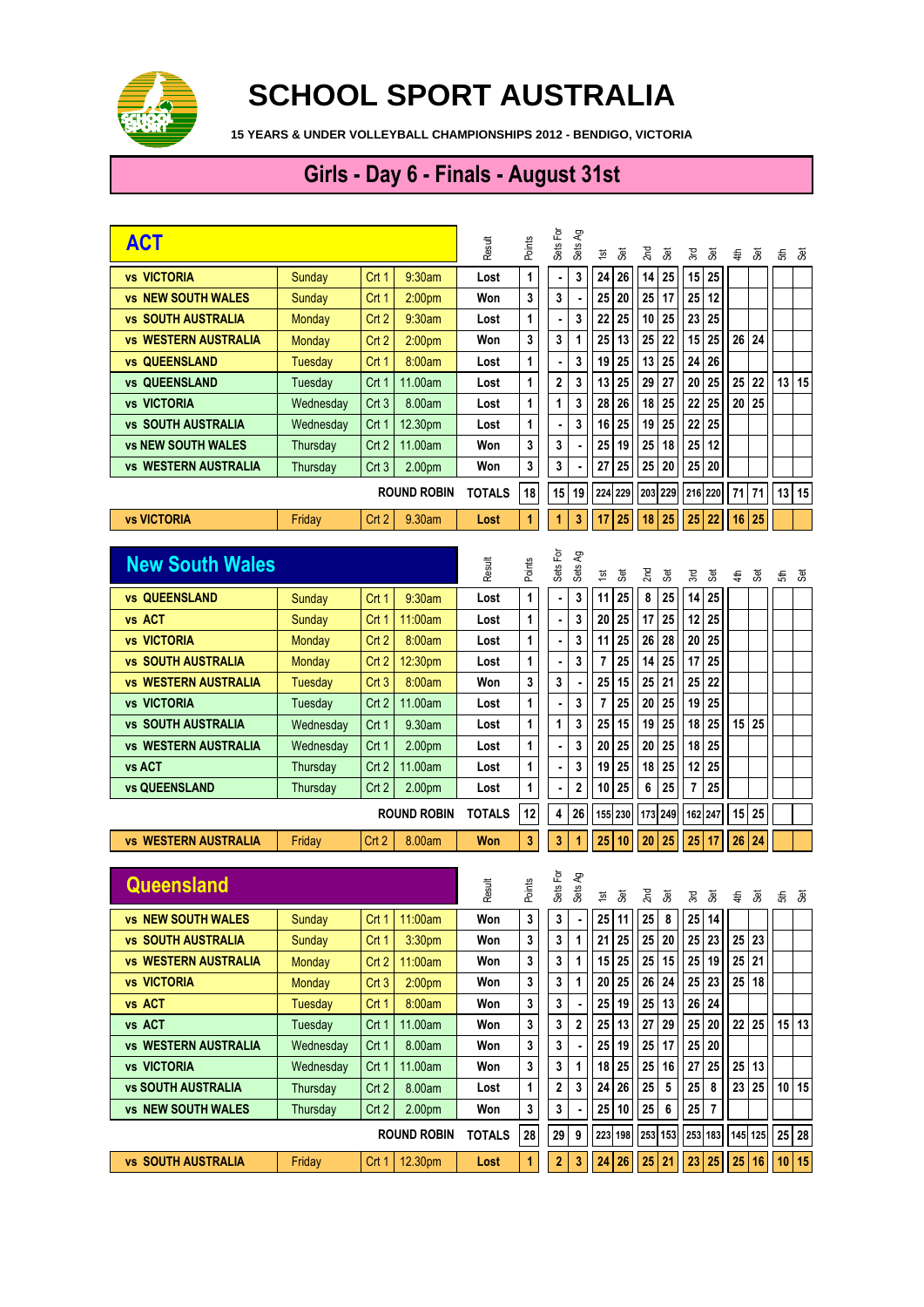# SCHOOL SPORT AUSTRALIA

**15 YEARS & UNDER VOLLEYBALL CHAMPIONSHIPS 2012 - BENDIGO, VICTORIA**

## Girls - Day 6 - Finals - August 31st

| ACT | | | | Result | Points | Sets For | Sets Ag | 1st | Set | 2nd | Set | 3rd | Set | 4th | Set | 5th | Set |
|---|---|---|---|---|---|---|---|---|---|---|---|---|---|---|---|---|---|
| vs VICTORIA | Sunday | Crt 1 | 9:30am | Lost | 1 | - | 3 | 24 | 26 | 14 | 25 | 15 | 25 | | | | |
| vs NEW SOUTH WALES | Sunday | Crt 1 | 2:00pm | Won | 3 | 3 | - | 25 | 20 | 25 | 17 | 25 | 12 | | | | |
| vs SOUTH AUSTRALIA | Monday | Crt 2 | 9:30am | Lost | 1 | - | 3 | 22 | 25 | 10 | 25 | 23 | 25 | | | | |
| vs WESTERN AUSTRALIA | Monday | Crt 2 | 2:00pm | Won | 3 | 3 | 1 | 25 | 13 | 25 | 22 | 15 | 25 | 26 | 24 | | |
| vs QUEENSLAND | Tuesday | Crt 1 | 8:00am | Lost | 1 | - | 3 | 19 | 25 | 13 | 25 | 24 | 26 | | | | |
| vs QUEENSLAND | Tuesday | Crt 1 | 11.00am | Lost | 1 | 2 | 3 | 13 | 25 | 29 | 27 | 20 | 25 | 25 | 22 | 13 | 15 |
| vs VICTORIA | Wednesday | Crt 3 | 8.00am | Lost | 1 | 1 | 3 | 28 | 26 | 18 | 25 | 22 | 25 | 20 | 25 | | |
| vs SOUTH AUSTRALIA | Wednesday | Crt 1 | 12.30pm | Lost | 1 | - | 3 | 16 | 25 | 19 | 25 | 22 | 25 | | | | |
| vs NEW SOUTH WALES | Thursday | Crt 2 | 11.00am | Won | 3 | 3 | - | 25 | 19 | 25 | 18 | 25 | 12 | | | | |
| vs WESTERN AUSTRALIA | Thursday | Crt 3 | 2.00pm | Won | 3 | 3 | - | 27 | 25 | 25 | 20 | 25 | 20 | | | | |
| | | | ROUND ROBIN | TOTALS | 18 | 15 | 19 | 224 | 229 | 203 | 229 | 216 | 220 | 71 | 71 | 13 | 15 |
| vs VICTORIA | Friday | Crt 2 | 9.30am | Lost | 1 | 1 | 3 | 17 | 25 | 18 | 25 | 25 | 22 | 16 | 25 | | |

| New South Wales | | | | Result | Points | Sets For | Sets Ag | 1st | Set | 2nd | Set | 3rd | Set | 4th | Set | 5th | Set |
|---|---|---|---|---|---|---|---|---|---|---|---|---|---|---|---|---|---|
| vs QUEENSLAND | Sunday | Crt 1 | 9:30am | Lost | 1 | - | 3 | 11 | 25 | 8 | 25 | 14 | 25 | | | | |
| vs ACT | Sunday | Crt 1 | 11:00am | Lost | 1 | - | 3 | 20 | 25 | 17 | 25 | 12 | 25 | | | | |
| vs VICTORIA | Monday | Crt 2 | 8:00am | Lost | 1 | - | 3 | 11 | 25 | 26 | 28 | 20 | 25 | | | | |
| vs SOUTH AUSTRALIA | Monday | Crt 2 | 12:30pm | Lost | 1 | - | 3 | 7 | 25 | 14 | 25 | 17 | 25 | | | | |
| vs WESTERN AUSTRALIA | Tuesday | Crt 3 | 8:00am | Won | 3 | 3 | - | 25 | 15 | 25 | 21 | 25 | 22 | | | | |
| vs VICTORIA | Tuesday | Crt 2 | 11.00am | Lost | 1 | - | 3 | 7 | 25 | 20 | 25 | 19 | 25 | | | | |
| vs SOUTH AUSTRALIA | Wednesday | Crt 1 | 9.30am | Lost | 1 | 1 | 3 | 25 | 15 | 19 | 25 | 18 | 25 | 15 | 25 | | |
| vs WESTERN AUSTRALIA | Wednesday | Crt 1 | 2.00pm | Lost | 1 | - | 3 | 20 | 25 | 20 | 25 | 18 | 25 | | | | |
| vs ACT | Thursday | Crt 2 | 11.00am | Lost | 1 | - | 3 | 19 | 25 | 18 | 25 | 12 | 25 | | | | |
| vs QUEENSLAND | Thursday | Crt 2 | 2.00pm | Lost | 1 | - | 2 | 10 | 25 | 6 | 25 | 7 | 25 | | | | |
| | | | ROUND ROBIN | TOTALS | 12 | 4 | 26 | 155 | 230 | 173 | 249 | 162 | 247 | 15 | 25 | | |
| vs WESTERN AUSTRALIA | Friday | Crt 2 | 8.00am | Won | 3 | 3 | 1 | 25 | 10 | 20 | 25 | 25 | 17 | 26 | 24 | | |

| Queensland | | | | Result | Points | Sets For | Sets Ag | 1st | Set | 2nd | Set | 3rd | Set | 4th | Set | 5th | Set |
|---|---|---|---|---|---|---|---|---|---|---|---|---|---|---|---|---|---|
| vs NEW SOUTH WALES | Sunday | Crt 1 | 11:00am | Won | 3 | 3 | - | 25 | 11 | 25 | 8 | 25 | 14 | | | | |
| vs SOUTH AUSTRALIA | Sunday | Crt 1 | 3:30pm | Won | 3 | 3 | 1 | 21 | 25 | 25 | 20 | 25 | 23 | 25 | 23 | | |
| vs WESTERN AUSTRALIA | Monday | Crt 2 | 11:00am | Won | 3 | 3 | 1 | 15 | 25 | 25 | 15 | 25 | 19 | 25 | 21 | | |
| vs VICTORIA | Monday | Crt 3 | 2:00pm | Won | 3 | 3 | 1 | 20 | 25 | 26 | 24 | 25 | 23 | 25 | 18 | | |
| vs ACT | Tuesday | Crt 1 | 8:00am | Won | 3 | 3 | - | 25 | 19 | 25 | 13 | 26 | 24 | | | | |
| vs ACT | Tuesday | Crt 1 | 11.00am | Won | 3 | 3 | 2 | 25 | 13 | 27 | 29 | 25 | 20 | 22 | 25 | 15 | 13 |
| vs WESTERN AUSTRALIA | Wednesday | Crt 1 | 8.00am | Won | 3 | 3 | - | 25 | 19 | 25 | 17 | 25 | 20 | | | | |
| vs VICTORIA | Wednesday | Crt 1 | 11.00am | Won | 3 | 3 | 1 | 18 | 25 | 25 | 16 | 27 | 25 | 25 | 13 | | |
| vs SOUTH AUSTRALIA | Thursday | Crt 2 | 8.00am | Lost | 1 | 2 | 3 | 24 | 26 | 25 | 5 | 25 | 8 | 23 | 25 | 10 | 15 |
| vs NEW SOUTH WALES | Thursday | Crt 2 | 2.00pm | Won | 3 | 3 | - | 25 | 10 | 25 | 6 | 25 | 7 | | | | |
| | | | ROUND ROBIN | TOTALS | 28 | 29 | 9 | 223 | 198 | 253 | 153 | 253 | 183 | 145 | 125 | 25 | 28 |
| vs SOUTH AUSTRALIA | Friday | Crt 1 | 12.30pm | Lost | 1 | 2 | 3 | 24 | 26 | 25 | 21 | 23 | 25 | 25 | 16 | 10 | 15 |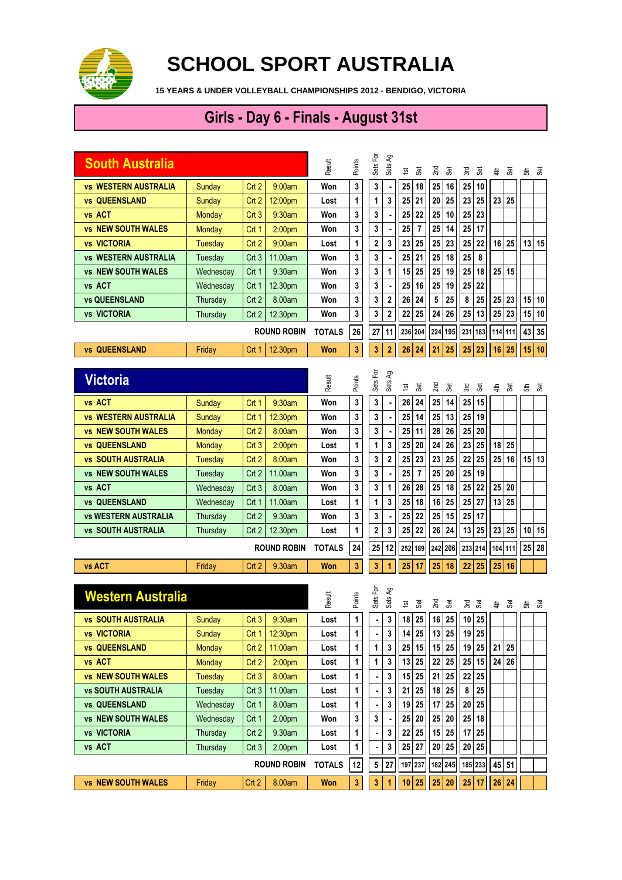# SCHOOL SPORT AUSTRALIA

**15 YEARS & UNDER VOLLEYBALL CHAMPIONSHIPS 2012 - BENDIGO, VICTORIA**

## Girls - Day 6 - Finals - August 31st

### South Australia

| Opponent | Day | Court | Time | Result | Points | Sets For | Sets Ag | 1st | Set | 2nd | Set | 3rd | Set | 4th | Set | 5th | Set |
|---|---|---|---|---|---|---|---|---|---|---|---|---|---|---|---|---|---|
| vs WESTERN AUSTRALIA | Sunday | Crt 2 | 9:00am | Won | 3 | 3 | - | 25 | 18 | 25 | 16 | 25 | 10 | | | | |
| vs QUEENSLAND | Sunday | Crt 2 | 12:00pm | Lost | 1 | 1 | 3 | 25 | 21 | 20 | 25 | 23 | 25 | 23 | 25 | | |
| vs ACT | Monday | Crt 3 | 9:30am | Won | 3 | 3 | - | 25 | 22 | 25 | 10 | 25 | 23 | | | | |
| vs NEW SOUTH WALES | Monday | Crt 1 | 2:00pm | Won | 3 | 3 | - | 25 | 7 | 25 | 14 | 25 | 17 | | | | |
| vs VICTORIA | Tuesday | Crt 2 | 9:00am | Lost | 1 | 2 | 3 | 23 | 25 | 25 | 23 | 25 | 22 | 16 | 25 | 13 | 15 |
| vs WESTERN AUSTRALIA | Tuesday | Crt 3 | 11.00am | Won | 3 | 3 | - | 25 | 21 | 25 | 18 | 25 | 8 | | | | |
| vs NEW SOUTH WALES | Wednesday | Crt 1 | 9.30am | Won | 3 | 3 | 1 | 15 | 25 | 25 | 19 | 25 | 18 | 25 | 15 | | |
| vs ACT | Wednesday | Crt 1 | 12.30pm | Won | 3 | 3 | - | 25 | 16 | 25 | 19 | 25 | 22 | | | | |
| vs QUEENSLAND | Thursday | Crt 2 | 8.00am | Won | 3 | 3 | 2 | 26 | 24 | 5 | 25 | 8 | 25 | 25 | 23 | 15 | 10 |
| vs VICTORIA | Thursday | Crt 2 | 12.30pm | Won | 3 | 3 | 2 | 22 | 25 | 24 | 26 | 25 | 13 | 25 | 23 | 15 | 10 |
| | | | ROUND ROBIN | TOTALS | 26 | 27 | 11 | 236 | 204 | 224 | 195 | 231 | 183 | 114 | 111 | 43 | 35 |
| vs QUEENSLAND | Friday | Crt 1 | 12.30pm | Won | 3 | 3 | 2 | 26 | 24 | 21 | 25 | 25 | 23 | 16 | 25 | 15 | 10 |

### Victoria

| Opponent | Day | Court | Time | Result | Points | Sets For | Sets Ag | 1st | Set | 2nd | Set | 3rd | Set | 4th | Set | 5th | Set |
|---|---|---|---|---|---|---|---|---|---|---|---|---|---|---|---|---|---|
| vs ACT | Sunday | Crt 1 | 9:30am | Won | 3 | 3 | - | 26 | 24 | 25 | 14 | 25 | 15 | | | | |
| vs WESTERN AUSTRALIA | Sunday | Crt 1 | 12:30pm | Won | 3 | 3 | - | 25 | 14 | 25 | 13 | 25 | 19 | | | | |
| vs NEW SOUTH WALES | Monday | Crt 2 | 8:00am | Won | 3 | 3 | - | 25 | 11 | 28 | 26 | 25 | 20 | | | | |
| vs QUEENSLAND | Monday | Crt 3 | 2:00pm | Lost | 1 | 1 | 3 | 25 | 20 | 24 | 26 | 23 | 25 | 18 | 25 | | |
| vs SOUTH AUSTRALIA | Tuesday | Crt 2 | 8:00am | Won | 3 | 3 | 2 | 25 | 23 | 23 | 25 | 22 | 25 | 25 | 16 | 15 | 13 |
| vs NEW SOUTH WALES | Tuesday | Crt 2 | 11.00am | Won | 3 | 3 | - | 25 | 7 | 25 | 20 | 25 | 19 | | | | |
| vs ACT | Wednesday | Crt 3 | 8.00am | Won | 3 | 3 | 1 | 26 | 28 | 25 | 18 | 25 | 22 | 25 | 20 | | |
| vs QUEENSLAND | Wednesday | Crt 1 | 11.00am | Lost | 1 | 1 | 3 | 25 | 18 | 16 | 25 | 25 | 27 | 13 | 25 | | |
| vs WESTERN AUSTRALIA | Thursday | Crt 2 | 9.30am | Won | 3 | 3 | - | 25 | 22 | 25 | 15 | 25 | 17 | | | | |
| vs SOUTH AUSTRALIA | Thursday | Crt 2 | 12.30pm | Lost | 1 | 2 | 3 | 25 | 22 | 26 | 24 | 13 | 25 | 23 | 25 | 10 | 15 |
| | | | ROUND ROBIN | TOTALS | 24 | 25 | 12 | 252 | 189 | 242 | 206 | 233 | 214 | 104 | 111 | 25 | 28 |
| vs ACT | Friday | Crt 2 | 9.30am | Won | 3 | 3 | 1 | 25 | 17 | 25 | 18 | 22 | 25 | 25 | 16 | | |

### Western Australia

| Opponent | Day | Court | Time | Result | Points | Sets For | Sets Ag | 1st | Set | 2nd | Set | 3rd | Set | 4th | Set | 5th | Set |
|---|---|---|---|---|---|---|---|---|---|---|---|---|---|---|---|---|---|
| vs SOUTH AUSTRALIA | Sunday | Crt 3 | 9:30am | Lost | 1 | - | 3 | 18 | 25 | 16 | 25 | 10 | 25 | | | | |
| vs VICTORIA | Sunday | Crt 1 | 12:30pm | Lost | 1 | - | 3 | 14 | 25 | 13 | 25 | 19 | 25 | | | | |
| vs QUEENSLAND | Monday | Crt 2 | 11:00am | Lost | 1 | 1 | 3 | 25 | 15 | 15 | 25 | 19 | 25 | 21 | 25 | | |
| vs ACT | Monday | Crt 2 | 2:00pm | Lost | 1 | 1 | 3 | 13 | 25 | 22 | 25 | 25 | 15 | 24 | 26 | | |
| vs NEW SOUTH WALES | Tuesday | Crt 3 | 8:00am | Lost | 1 | - | 3 | 15 | 25 | 21 | 25 | 22 | 25 | | | | |
| vs SOUTH AUSTRALIA | Tuesday | Crt 3 | 11.00am | Lost | 1 | - | 3 | 21 | 25 | 18 | 25 | 8 | 25 | | | | |
| vs QUEENSLAND | Wednesday | Crt 1 | 8.00am | Lost | 1 | - | 3 | 19 | 25 | 17 | 25 | 20 | 25 | | | | |
| vs NEW SOUTH WALES | Wednesday | Crt 1 | 2.00pm | Won | 3 | 3 | - | 25 | 20 | 25 | 20 | 25 | 18 | | | | |
| vs VICTORIA | Thursday | Crt 2 | 9.30am | Lost | 1 | - | 3 | 22 | 25 | 15 | 25 | 17 | 25 | | | | |
| vs ACT | Thursday | Crt 3 | 2.00pm | Lost | 1 | - | 3 | 25 | 27 | 20 | 25 | 20 | 25 | | | | |
| | | | ROUND ROBIN | TOTALS | 12 | 5 | 27 | 197 | 237 | 182 | 245 | 185 | 233 | 45 | 51 | | |
| vs NEW SOUTH WALES | Friday | Crt 2 | 8.00am | Won | 3 | 3 | 1 | 10 | 25 | 25 | 20 | 25 | 17 | 26 | 24 | | |